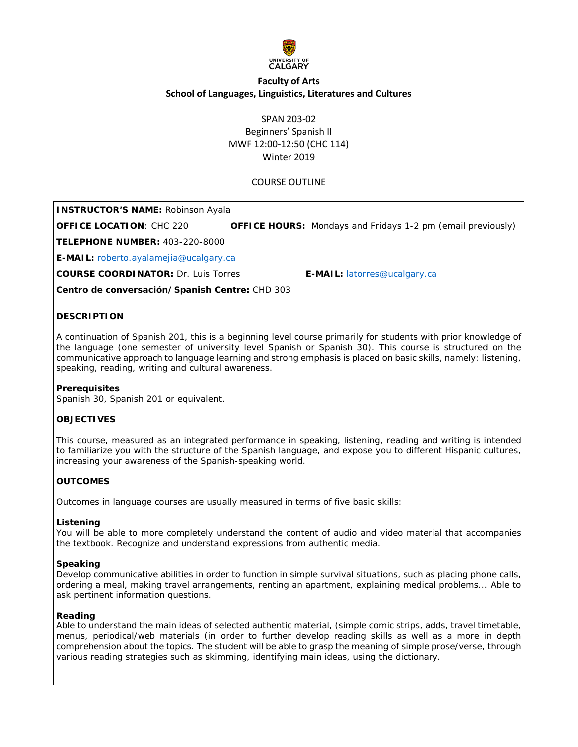**Faculty of Arts**
**School of Languages, Linguistics, Literatures and Cultures**

SPAN 203-02
Beginners' Spanish II
MWF 12:00-12:50 (CHC 114)
Winter 2019

COURSE OUTLINE

**INSTRUCTOR'S NAME:** Robinson Ayala

**OFFICE LOCATION**: CHC 220 **OFFICE HOURS:** Mondays and Fridays 1-2 pm (email previously)

**TELEPHONE NUMBER:** 403-220-8000

**E-MAIL:** roberto.ayalamejia@ucalgary.ca

**COURSE COORDINATOR:** Dr. Luis Torres **E-MAIL:** latorres@ucalgary.ca

**Centro de conversación/Spanish Centre:** CHD 303

## DESCRIPTION

A continuation of Spanish 201, this is a beginning level course primarily for students with prior knowledge of the language (one semester of university level Spanish or Spanish 30). This course is structured on the communicative approach to language learning and strong emphasis is placed on basic skills, namely: listening, speaking, reading, writing and cultural awareness.

### Prerequisites

Spanish 30, Spanish 201 or equivalent.

## OBJECTIVES

This course, measured as an integrated performance in speaking, listening, reading and writing is intended to familiarize you with the structure of the Spanish language, and expose you to different Hispanic cultures, increasing your awareness of the Spanish-speaking world.

## OUTCOMES

Outcomes in language courses are usually measured in terms of five basic skills:

### Listening

You will be able to more completely understand the content of audio and video material that accompanies the textbook. Recognize and understand expressions from authentic media.

### Speaking

Develop communicative abilities in order to function in simple survival situations, such as placing phone calls, ordering a meal, making travel arrangements, renting an apartment, explaining medical problems... Able to ask pertinent information questions.

### Reading

Able to understand the main ideas of selected authentic material, (simple comic strips, adds, travel timetable, menus, periodical/web materials (in order to further develop reading skills as well as a more in depth comprehension about the topics. The student will be able to grasp the meaning of simple prose/verse, through various reading strategies such as skimming, identifying main ideas, using the dictionary.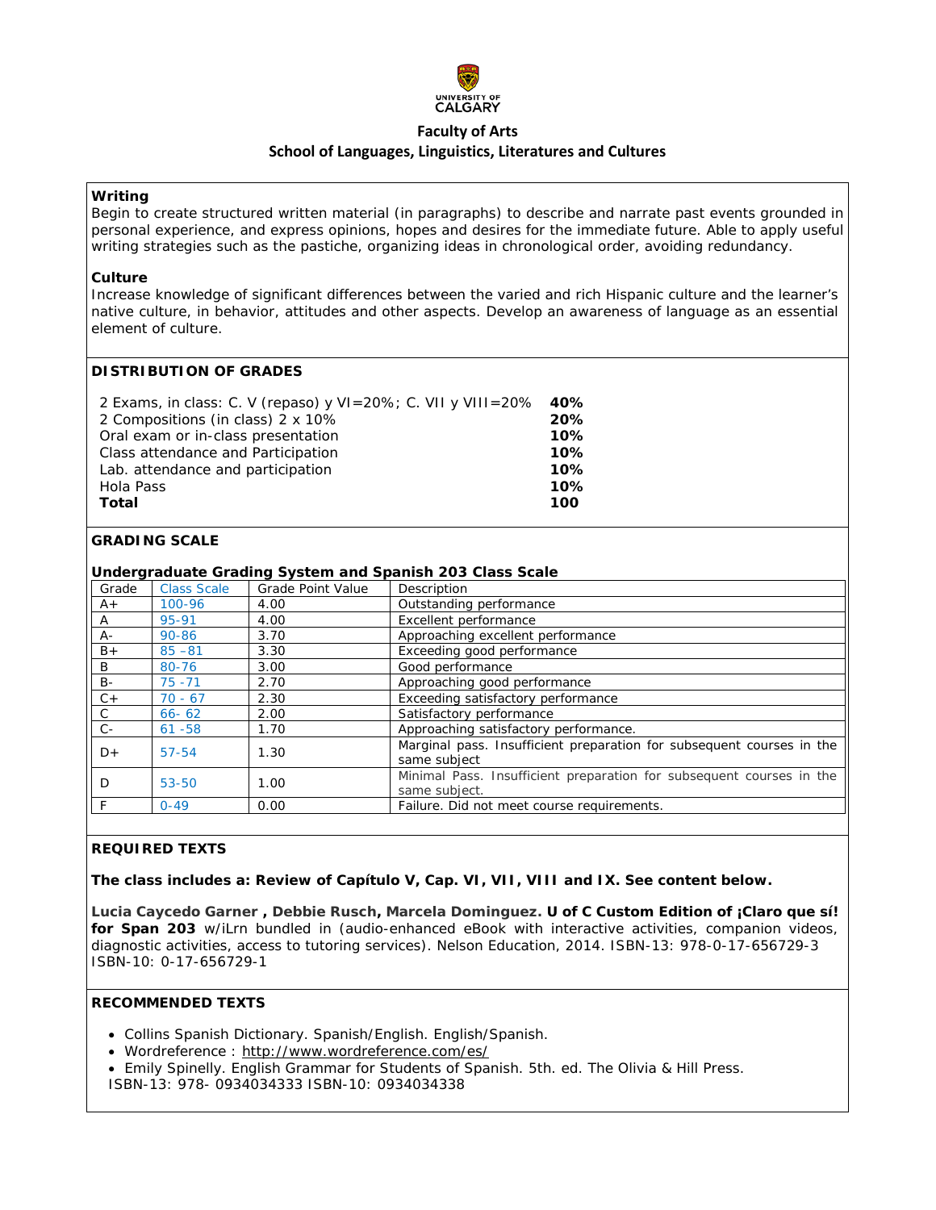**Faculty of Arts**
**School of Languages, Linguistics, Literatures and Cultures**

**Writing**
Begin to create structured written material (in paragraphs) to describe and narrate past events grounded in personal experience, and express opinions, hopes and desires for the immediate future. Able to apply useful writing strategies such as the pastiche, organizing ideas in chronological order, avoiding redundancy.

**Culture**
Increase knowledge of significant differences between the varied and rich Hispanic culture and the learner's native culture, in behavior, attitudes and other aspects. Develop an awareness of language as an essential element of culture.

## DISTRIBUTION OF GRADES

| | |
|---|---|
| 2 Exams, in class: C. V (repaso) y VI=20%; C. VII y VIII=20% | **40%** |
| 2 Compositions (in class) 2 x 10% | **20%** |
| Oral exam or in-class presentation | **10%** |
| Class attendance and Participation | **10%** |
| Lab. attendance and participation | **10%** |
| Hola Pass | **10%** |
| **Total** | **100** |

## GRADING SCALE

**Undergraduate Grading System and Spanish 203 Class Scale**

| Grade | Class Scale | Grade Point Value | Description |
|---|---|---|---|
| A+ | 100-96 | 4.00 | Outstanding performance |
| A | 95-91 | 4.00 | Excellent performance |
| A- | 90-86 | 3.70 | Approaching excellent performance |
| B+ | 85 –81 | 3.30 | Exceeding good performance |
| B | 80-76 | 3.00 | Good performance |
| B- | 75 -71 | 2.70 | Approaching good performance |
| C+ | 70 - 67 | 2.30 | Exceeding satisfactory performance |
| C | 66- 62 | 2.00 | Satisfactory performance |
| C- | 61 -58 | 1.70 | Approaching satisfactory performance. |
| D+ | 57-54 | 1.30 | Marginal pass. Insufficient preparation for subsequent courses in the same subject |
| D | 53-50 | 1.00 | Minimal Pass. Insufficient preparation for subsequent courses in the same subject. |
| F | 0-49 | 0.00 | Failure. Did not meet course requirements. |

## REQUIRED TEXTS

**The class includes a: Review of Capítulo V, Cap. VI, VII, VIII and IX. See content below.**

**Lucia Caycedo Garner , Debbie Rusch, Marcela Dominguez. U of C Custom Edition of ¡Claro que sí! for Span 203** w/iLrn bundled in (audio-enhanced eBook with interactive activities, companion videos, diagnostic activities, access to tutoring services). Nelson Education, 2014. ISBN-13: 978-0-17-656729-3 ISBN-10: 0-17-656729-1

## RECOMMENDED TEXTS

- Collins Spanish Dictionary. Spanish/English. English/Spanish.
- Wordreference : http://www.wordreference.com/es/
- Emily Spinelly. English Grammar for Students of Spanish. 5th. ed. The Olivia & Hill Press. ISBN-13: 978- 0934034333 ISBN-10: 0934034338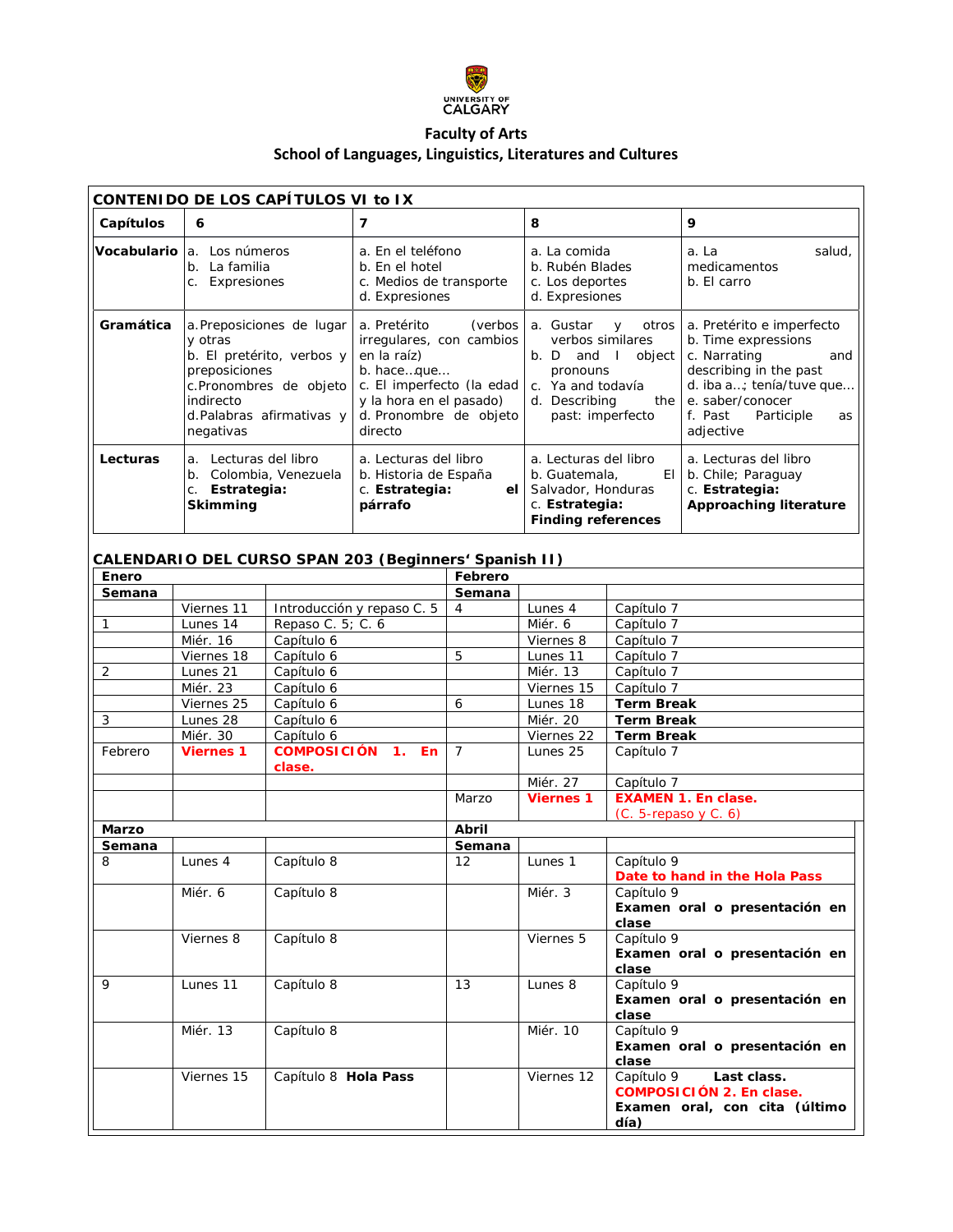UNIVERSITY OF CALGARY

**Faculty of Arts**

**School of Languages, Linguistics, Literatures and Cultures**

**CONTENIDO DE LOS CAPÍTULOS VI to IX**

| **Capítulos** | **6** | **7** | **8** | **9** |
|---|---|---|---|---|
| **Vocabulario** | a. Los números<br>b. La familia<br>c. Expresiones | a. En el teléfono<br>b. En el hotel<br>c. Medios de transporte<br>d. Expresiones | a. La comida<br>b. Rubén Blades<br>c. Los deportes<br>d. Expresiones | a. La salud, medicamentos<br>b. El carro |
| **Gramática** | a. Preposiciones de lugar y otras<br>b. El pretérito, verbos y preposiciones<br>c. Pronombres de objeto indirecto<br>d. Palabras afirmativas y negativas | a. Pretérito (verbos irregulares, con cambios en la raíz)<br>b. hace…que…<br>c. El imperfecto (la edad y la hora en el pasado)<br>d. Pronombre de objeto directo | a. Gustar y otros verbos similares<br>b. D and I object pronouns<br>c. Ya and todavía<br>d. Describing the past: imperfecto | a. Pretérito e imperfecto<br>b. Time expressions<br>c. Narrating and describing in the past<br>d. iba a…; tenía/tuve que…<br>e. saber/conocer<br>f. Past Participle as adjective |
| **Lecturas** | a. Lecturas del libro<br>b. Colombia, Venezuela<br>c. **Estrategia: Skimming** | a. Lecturas del libro<br>b. Historia de España<br>c. **Estrategia: el párrafo** | a. Lecturas del libro<br>b. Guatemala, El Salvador, Honduras<br>c. **Estrategia: Finding references** | a. Lecturas del libro<br>b. Chile; Paraguay<br>c. **Estrategia: Approaching literature** |

**CALENDARIO DEL CURSO SPAN 203 (Beginners' Spanish II)**

| **Enero** | | | **Febrero** | | |
|---|---|---|---|---|---|
| **Semana** | | | **Semana** | | |
| | Viernes 11 | Introducción y repaso C. 5 | 4 | Lunes 4 | Capítulo 7 |
| 1 | Lunes 14 | Repaso C. 5; C. 6 | | Miér. 6 | Capítulo 7 |
| | Miér. 16 | Capítulo 6 | | Viernes 8 | Capítulo 7 |
| | Viernes 18 | Capítulo 6 | 5 | Lunes 11 | Capítulo 7 |
| 2 | Lunes 21 | Capítulo 6 | | Miér. 13 | Capítulo 7 |
| | Miér. 23 | Capítulo 6 | | Viernes 15 | Capítulo 7 |
| | Viernes 25 | Capítulo 6 | 6 | Lunes 18 | **Term Break** |
| 3 | Lunes 28 | Capítulo 6 | | Miér. 20 | **Term Break** |
| | Miér. 30 | Capítulo 6 | | Viernes 22 | **Term Break** |
| Febrero | **Viernes 1** | **COMPOSICIÓN 1. En clase.** | 7 | Lunes 25 | Capítulo 7 |
| | | | | Miér. 27 | Capítulo 7 |
| | | | Marzo | **Viernes 1** | **EXAMEN 1. En clase.** (C. 5-repaso y C. 6) |
| **Marzo** | | | **Abril** | | |
| **Semana** | | | **Semana** | | |
| 8 | Lunes 4 | Capítulo 8 | 12 | Lunes 1 | Capítulo 9 **Date to hand in the Hola Pass** |
| | Miér. 6 | Capítulo 8 | | Miér. 3 | Capítulo 9 **Examen oral o presentación en clase** |
| | Viernes 8 | Capítulo 8 | | Viernes 5 | Capítulo 9 **Examen oral o presentación en clase** |
| 9 | Lunes 11 | Capítulo 8 | 13 | Lunes 8 | Capítulo 9 **Examen oral o presentación en clase** |
| | Miér. 13 | Capítulo 8 | | Miér. 10 | Capítulo 9 **Examen oral o presentación en clase** |
| | Viernes 15 | Capítulo 8 **Hola Pass** | | Viernes 12 | Capítulo 9 **Last class.** **COMPOSICIÓN 2. En clase.** **Examen oral, con cita (último día)** |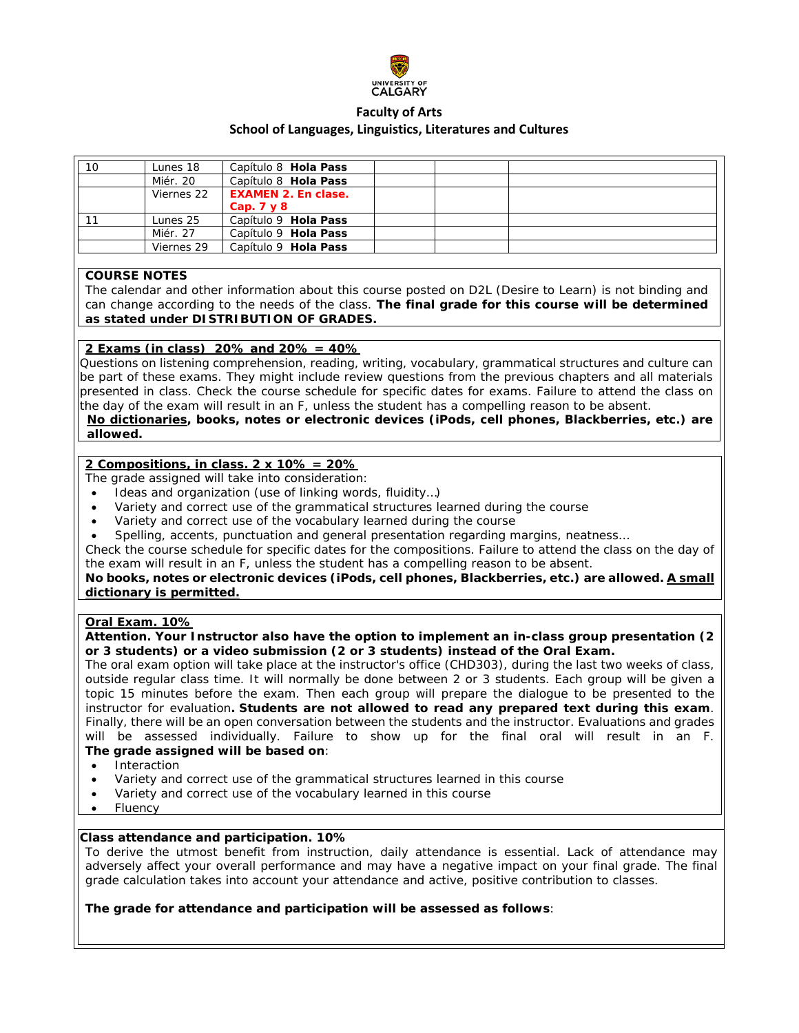Faculty of Arts

School of Languages, Linguistics, Literatures and Cultures

| | | | | | |
|---|---|---|---|---|---|
| 10 | Lunes 18 | Capítulo 8 **Hola Pass** | | | |
| | Miér. 20 | Capítulo 8 **Hola Pass** | | | |
| | Viernes 22 | **EXAMEN 2. En clase. Cap. 7 y 8** | | | |
| 11 | Lunes 25 | Capítulo 9 **Hola Pass** | | | |
| | Miér. 27 | Capítulo 9 **Hola Pass** | | | |
| | Viernes 29 | Capítulo 9 **Hola Pass** | | | |

**COURSE NOTES**

The calendar and other information about this course posted on D2L (Desire to Learn) is not binding and can change according to the needs of the class. **The final grade for this course will be determined as stated under DISTRIBUTION OF GRADES.**

**2 Exams (in class) 20% and 20% = 40%**

Questions on listening comprehension, reading, writing, vocabulary, grammatical structures and culture can be part of these exams. They might include review questions from the previous chapters and all materials presented in class. Check the course schedule for specific dates for exams. Failure to attend the class on the day of the exam will result in an F, unless the student has a compelling reason to be absent.

**No dictionaries, books, notes or electronic devices (iPods, cell phones, Blackberries, etc.) are allowed.**

**2 Compositions, in class. 2 x 10% = 20%**

The grade assigned will take into consideration:

- Ideas and organization (use of linking words, fluidity…)
- Variety and correct use of the grammatical structures learned during the course
- Variety and correct use of the vocabulary learned during the course
- Spelling, accents, punctuation and general presentation regarding margins, neatness…

Check the course schedule for specific dates for the compositions. Failure to attend the class on the day of the exam will result in an F, unless the student has a compelling reason to be absent.

**No books, notes or electronic devices (iPods, cell phones, Blackberries, etc.) are allowed. A small dictionary is permitted.**

**Oral Exam. 10%**

**Attention. Your Instructor also have the option to implement an in-class group presentation (2 or 3 students) or a video submission (2 or 3 students) instead of the Oral Exam.**

The oral exam option will take place at the instructor's office (CHD303), during the last two weeks of class, outside regular class time. It will normally be done between 2 or 3 students. Each group will be given a topic 15 minutes before the exam. Then each group will prepare the dialogue to be presented to the instructor for evaluation**. Students are not allowed to read any prepared text during this exam**. Finally, there will be an open conversation between the students and the instructor. Evaluations and grades will be assessed individually. Failure to show up for the final oral will result in an F.

**The grade assigned will be based on**:

- Interaction
- Variety and correct use of the grammatical structures learned in this course
- Variety and correct use of the vocabulary learned in this course
- Fluency

**Class attendance and participation. 10%**

To derive the utmost benefit from instruction, daily attendance is essential. Lack of attendance may adversely affect your overall performance and may have a negative impact on your final grade. The final grade calculation takes into account your attendance and active, positive contribution to classes.

**The grade for attendance and participation will be assessed as follows**: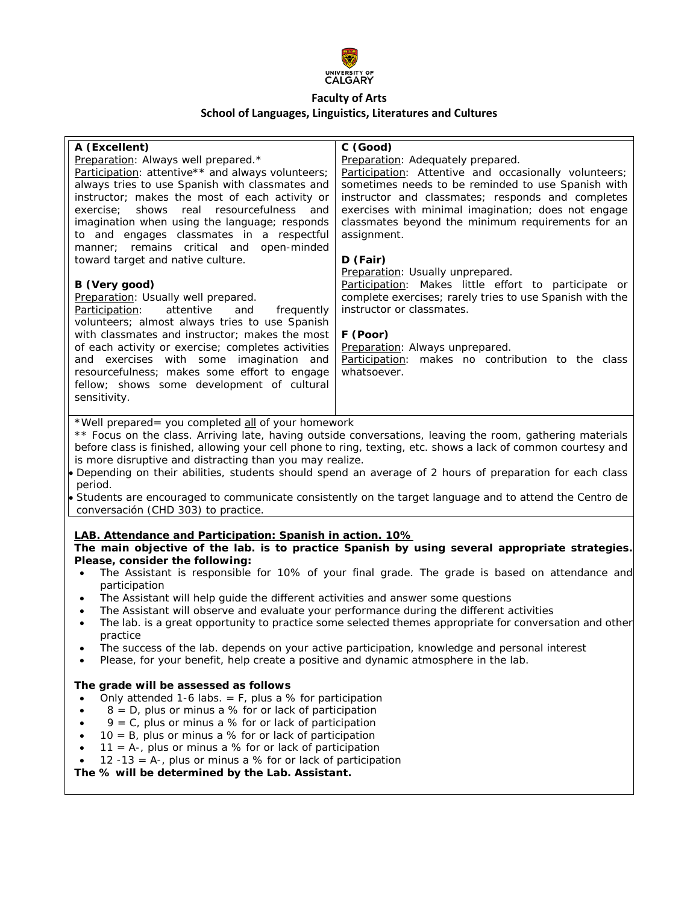**Faculty of Arts**

**School of Languages, Linguistics, Literatures and Cultures**

**A (Excellent)**
Preparation: Always well prepared.*
Participation: attentive** and always volunteers; always tries to use Spanish with classmates and instructor; makes the most of each activity or exercise; shows real resourcefulness and imagination when using the language; responds to and engages classmates in a respectful manner; remains critical and open-minded toward target and native culture.

**B (Very good)**
Preparation: Usually well prepared.
Participation: attentive and frequently volunteers; almost always tries to use Spanish with classmates and instructor; makes the most of each activity or exercise; completes activities and exercises with some imagination and resourcefulness; makes some effort to engage fellow; shows some development of cultural sensitivity.

**C (Good)**
Preparation: Adequately prepared.
Participation: Attentive and occasionally volunteers; sometimes needs to be reminded to use Spanish with instructor and classmates; responds and completes exercises with minimal imagination; does not engage classmates beyond the minimum requirements for an assignment.

**D (Fair)**
Preparation: Usually unprepared.
Participation: Makes little effort to participate or complete exercises; rarely tries to use Spanish with the instructor or classmates.

**F (Poor)**
Preparation: Always unprepared.
Participation: makes no contribution to the class whatsoever.

*Well prepared= you completed all of your homework
** Focus on the class. Arriving late, having outside conversations, leaving the room, gathering materials before class is finished, allowing your cell phone to ring, texting, etc. shows a lack of common courtesy and is more disruptive and distracting than you may realize.

- Depending on their abilities, students should spend an average of 2 hours of preparation for each class period.
- Students are encouraged to communicate consistently on the target language and to attend the Centro de conversación (CHD 303) to practice.

**LAB. Attendance and Participation: Spanish in action. 10%**

**The main objective of the lab. is to practice Spanish by using several appropriate strategies. Please, consider the following:**

- The Assistant is responsible for 10% of your final grade. The grade is based on attendance and participation
- The Assistant will help guide the different activities and answer some questions
- The Assistant will observe and evaluate your performance during the different activities
- The lab. is a great opportunity to practice some selected themes appropriate for conversation and other practice
- The success of the lab. depends on your active participation, knowledge and personal interest
- Please, for your benefit, help create a positive and dynamic atmosphere in the lab.

**The grade will be assessed as follows**

- Only attended 1-6 labs. = F, plus a % for participation
- 8 = D, plus or minus a % for or lack of participation
- 9 = C, plus or minus a % for or lack of participation
- 10 = B, plus or minus a % for or lack of participation
- 11 = A-, plus or minus a % for or lack of participation
- 12 -13 = A-, plus or minus a % for or lack of participation

**The % will be determined by the Lab. Assistant.**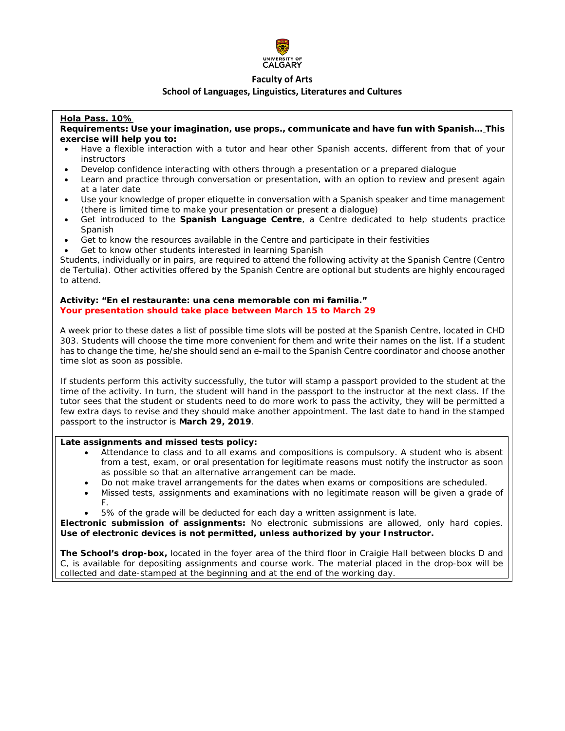UNIVERSITY OF CALGARY

**Faculty of Arts**

**School of Languages, Linguistics, Literatures and Cultures**

**Hola Pass. 10%**

**Requirements: Use your imagination, use props., communicate and have fun with Spanish… This exercise will help you to:**

- Have a flexible interaction with a tutor and hear other Spanish accents, different from that of your instructors
- Develop confidence interacting with others through a presentation or a prepared dialogue
- Learn and practice through conversation or presentation, with an option to review and present again at a later date
- Use your knowledge of proper etiquette in conversation with a Spanish speaker and time management (there is limited time to make your presentation or present a dialogue)
- Get introduced to the **Spanish Language Centre**, a Centre dedicated to help students practice Spanish
- Get to know the resources available in the Centre and participate in their festivities
- Get to know other students interested in learning Spanish

Students, individually or in pairs, are required to attend the following activity at the Spanish Centre (Centro de Tertulia). Other activities offered by the Spanish Centre are optional but students are highly encouraged to attend.

**Activity: "En el restaurante: una cena memorable con mi familia."**
**Your presentation should take place between March 15 to March 29**

A week prior to these dates a list of possible time slots will be posted at the Spanish Centre, located in CHD 303. Students will choose the time more convenient for them and write their names on the list. If a student has to change the time, he/she should send an e-mail to the Spanish Centre coordinator and choose another time slot as soon as possible.

If students perform this activity successfully, the tutor will stamp a passport provided to the student at the time of the activity. In turn, the student will hand in the passport to the instructor at the next class. If the tutor sees that the student or students need to do more work to pass the activity, they will be permitted a few extra days to revise and they should make another appointment. The last date to hand in the stamped passport to the instructor is **March 29, 2019**.

**Late assignments and missed tests policy:**

- Attendance to class and to all exams and compositions is compulsory. A student who is absent from a test, exam, or oral presentation for legitimate reasons must notify the instructor as soon as possible so that an alternative arrangement can be made.
- Do not make travel arrangements for the dates when exams or compositions are scheduled.
- Missed tests, assignments and examinations with no legitimate reason will be given a grade of F.
- 5% of the grade will be deducted for each day a written assignment is late.

**Electronic submission of assignments:** No electronic submissions are allowed, only hard copies. **Use of electronic devices is not permitted, unless authorized by your Instructor.**

**The School's drop-box,** located in the foyer area of the third floor in Craigie Hall between blocks D and C, is available for depositing assignments and course work. The material placed in the drop-box will be collected and date-stamped at the beginning and at the end of the working day.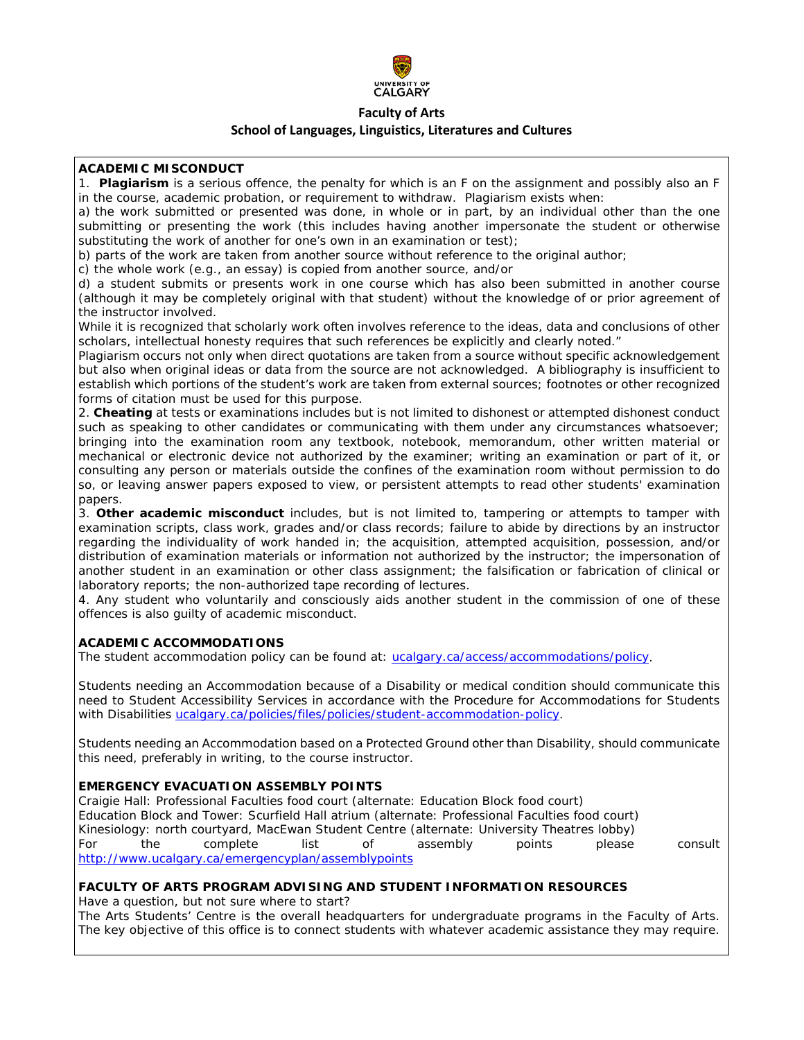**Faculty of Arts**

**School of Languages, Linguistics, Literatures and Cultures**

**ACADEMIC MISCONDUCT**

1. **Plagiarism** is a serious offence, the penalty for which is an F on the assignment and possibly also an F in the course, academic probation, or requirement to withdraw. Plagiarism exists when:

a) the work submitted or presented was done, in whole or in part, by an individual other than the one submitting or presenting the work (this includes having another impersonate the student or otherwise substituting the work of another for one's own in an examination or test);

b) parts of the work are taken from another source without reference to the original author;

c) the whole work (e.g., an essay) is copied from another source, and/or

d) a student submits or presents work in one course which has also been submitted in another course (although it may be completely original with that student) without the knowledge of or prior agreement of the instructor involved.

While it is recognized that scholarly work often involves reference to the ideas, data and conclusions of other scholars, intellectual honesty requires that such references be explicitly and clearly noted."

Plagiarism occurs not only when direct quotations are taken from a source without specific acknowledgement but also when original ideas or data from the source are not acknowledged. A bibliography is insufficient to establish which portions of the student's work are taken from external sources; footnotes or other recognized forms of citation must be used for this purpose.

2. **Cheating** at tests or examinations includes but is not limited to dishonest or attempted dishonest conduct such as speaking to other candidates or communicating with them under any circumstances whatsoever; bringing into the examination room any textbook, notebook, memorandum, other written material or mechanical or electronic device not authorized by the examiner; writing an examination or part of it, or consulting any person or materials outside the confines of the examination room without permission to do so, or leaving answer papers exposed to view, or persistent attempts to read other students' examination papers.

3. **Other academic misconduct** includes, but is not limited to, tampering or attempts to tamper with examination scripts, class work, grades and/or class records; failure to abide by directions by an instructor regarding the individuality of work handed in; the acquisition, attempted acquisition, possession, and/or distribution of examination materials or information not authorized by the instructor; the impersonation of another student in an examination or other class assignment; the falsification or fabrication of clinical or laboratory reports; the non-authorized tape recording of lectures.

4. Any student who voluntarily and consciously aids another student in the commission of one of these offences is also guilty of academic misconduct.

**ACADEMIC ACCOMMODATIONS**

The student accommodation policy can be found at: ucalgary.ca/access/accommodations/policy.

Students needing an Accommodation because of a Disability or medical condition should communicate this need to Student Accessibility Services in accordance with the Procedure for Accommodations for Students with Disabilities ucalgary.ca/policies/files/policies/student-accommodation-policy.

Students needing an Accommodation based on a Protected Ground other than Disability, should communicate this need, preferably in writing, to the course instructor.

**EMERGENCY EVACUATION ASSEMBLY POINTS**

Craigie Hall: Professional Faculties food court (alternate: Education Block food court)
Education Block and Tower: Scurfield Hall atrium (alternate: Professional Faculties food court)
Kinesiology: north courtyard, MacEwan Student Centre (alternate: University Theatres lobby)
For the complete list of assembly points please consult http://www.ucalgary.ca/emergencyplan/assemblypoints

**FACULTY OF ARTS PROGRAM ADVISING AND STUDENT INFORMATION RESOURCES**

Have a question, but not sure where to start?

The Arts Students' Centre is the overall headquarters for undergraduate programs in the Faculty of Arts. The key objective of this office is to connect students with whatever academic assistance they may require.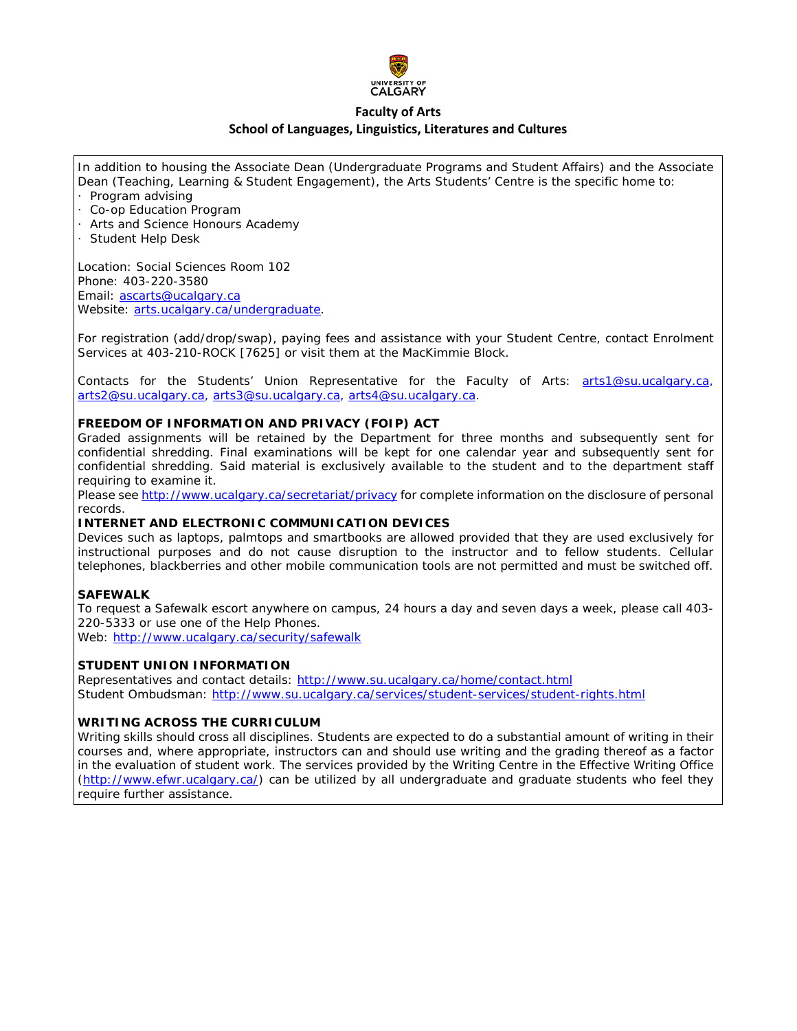**Faculty of Arts**

**School of Languages, Linguistics, Literatures and Cultures**

In addition to housing the Associate Dean (Undergraduate Programs and Student Affairs) and the Associate Dean (Teaching, Learning & Student Engagement), the Arts Students' Centre is the specific home to:

- Program advising
- Co-op Education Program
- Arts and Science Honours Academy
- Student Help Desk

Location: Social Sciences Room 102
Phone: 403-220-3580
Email: ascarts@ucalgary.ca
Website: arts.ucalgary.ca/undergraduate.

For registration (add/drop/swap), paying fees and assistance with your Student Centre, contact Enrolment Services at 403-210-ROCK [7625] or visit them at the MacKimmie Block.

Contacts for the Students' Union Representative for the Faculty of Arts: arts1@su.ucalgary.ca, arts2@su.ucalgary.ca, arts3@su.ucalgary.ca, arts4@su.ucalgary.ca.

**FREEDOM OF INFORMATION AND PRIVACY (FOIP) ACT**

Graded assignments will be retained by the Department for three months and subsequently sent for confidential shredding. Final examinations will be kept for one calendar year and subsequently sent for confidential shredding. Said material is exclusively available to the student and to the department staff requiring to examine it.
Please see http://www.ucalgary.ca/secretariat/privacy for complete information on the disclosure of personal records.

**INTERNET AND ELECTRONIC COMMUNICATION DEVICES**

Devices such as laptops, palmtops and smartbooks are allowed provided that they are used exclusively for instructional purposes and do not cause disruption to the instructor and to fellow students. Cellular telephones, blackberries and other mobile communication tools are not permitted and must be switched off.

**SAFEWALK**

To request a Safewalk escort anywhere on campus, 24 hours a day and seven days a week, please call 403-220-5333 or use one of the Help Phones.
Web: http://www.ucalgary.ca/security/safewalk

**STUDENT UNION INFORMATION**

Representatives and contact details: http://www.su.ucalgary.ca/home/contact.html
Student Ombudsman: http://www.su.ucalgary.ca/services/student-services/student-rights.html

**WRITING ACROSS THE CURRICULUM**

Writing skills should cross all disciplines. Students are expected to do a substantial amount of writing in their courses and, where appropriate, instructors can and should use writing and the grading thereof as a factor in the evaluation of student work. The services provided by the Writing Centre in the Effective Writing Office (http://www.efwr.ucalgary.ca/) can be utilized by all undergraduate and graduate students who feel they require further assistance.